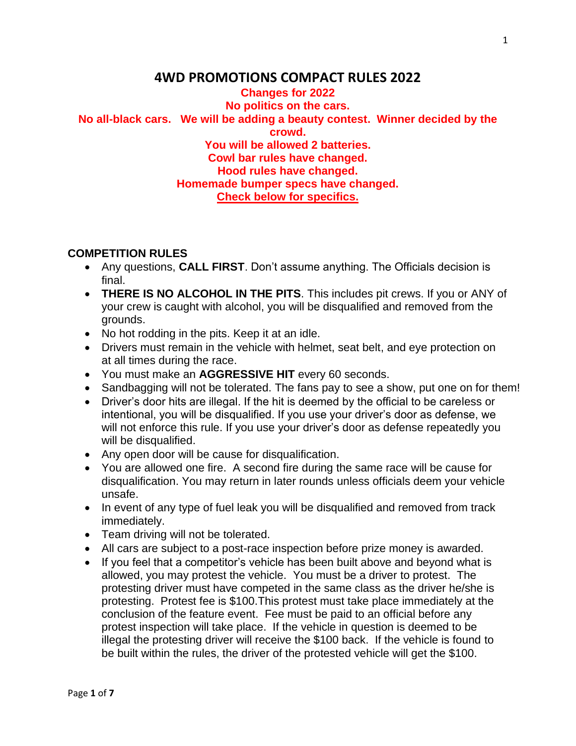# 4WD PROMOTIONS COMPACT RULES 2022

**Changes for 2022**

**No politics on the cars.**

**No all-black cars. We will be adding a beauty contest. Winner decided by the crowd.**

**You will be allowed 2 batteries.**

**Cowl bar rules have changed.**

**Hood rules have changed.**

**Homemade bumper specs have changed.**

**Check below for specifics.**

## COMPETITION RULES

- Any questions, **CALL FIRST**. Don't assume anything. The Officials decision is final.
- **THERE IS NO ALCOHOL IN THE PITS**. This includes pit crews. If you or ANY of your crew is caught with alcohol, you will be disqualified and removed from the grounds.
- No hot rodding in the pits. Keep it at an idle.
- Drivers must remain in the vehicle with helmet, seat belt, and eye protection on at all times during the race.
- You must make an **AGGRESSIVE HIT** every 60 seconds.
- Sandbagging will not be tolerated. The fans pay to see a show, put one on for them!
- Driver's door hits are illegal. If the hit is deemed by the official to be careless or intentional, you will be disqualified. If you use your driver's door as defense, we will not enforce this rule. If you use your driver's door as defense repeatedly you will be disqualified.
- Any open door will be cause for disqualification.
- You are allowed one fire. A second fire during the same race will be cause for disqualification. You may return in later rounds unless officials deem your vehicle unsafe.
- In event of any type of fuel leak you will be disqualified and removed from track immediately.
- Team driving will not be tolerated.
- All cars are subject to a post-race inspection before prize money is awarded.
- If you feel that a competitor's vehicle has been built above and beyond what is allowed, you may protest the vehicle. You must be a driver to protest. The protesting driver must have competed in the same class as the driver he/she is protesting. Protest fee is $100.This protest must take place immediately at the conclusion of the feature event. Fee must be paid to an official before any protest inspection will take place. If the vehicle in question is deemed to be illegal the protesting driver will receive the $100 back. If the vehicle is found to be built within the rules, the driver of the protested vehicle will get the $100.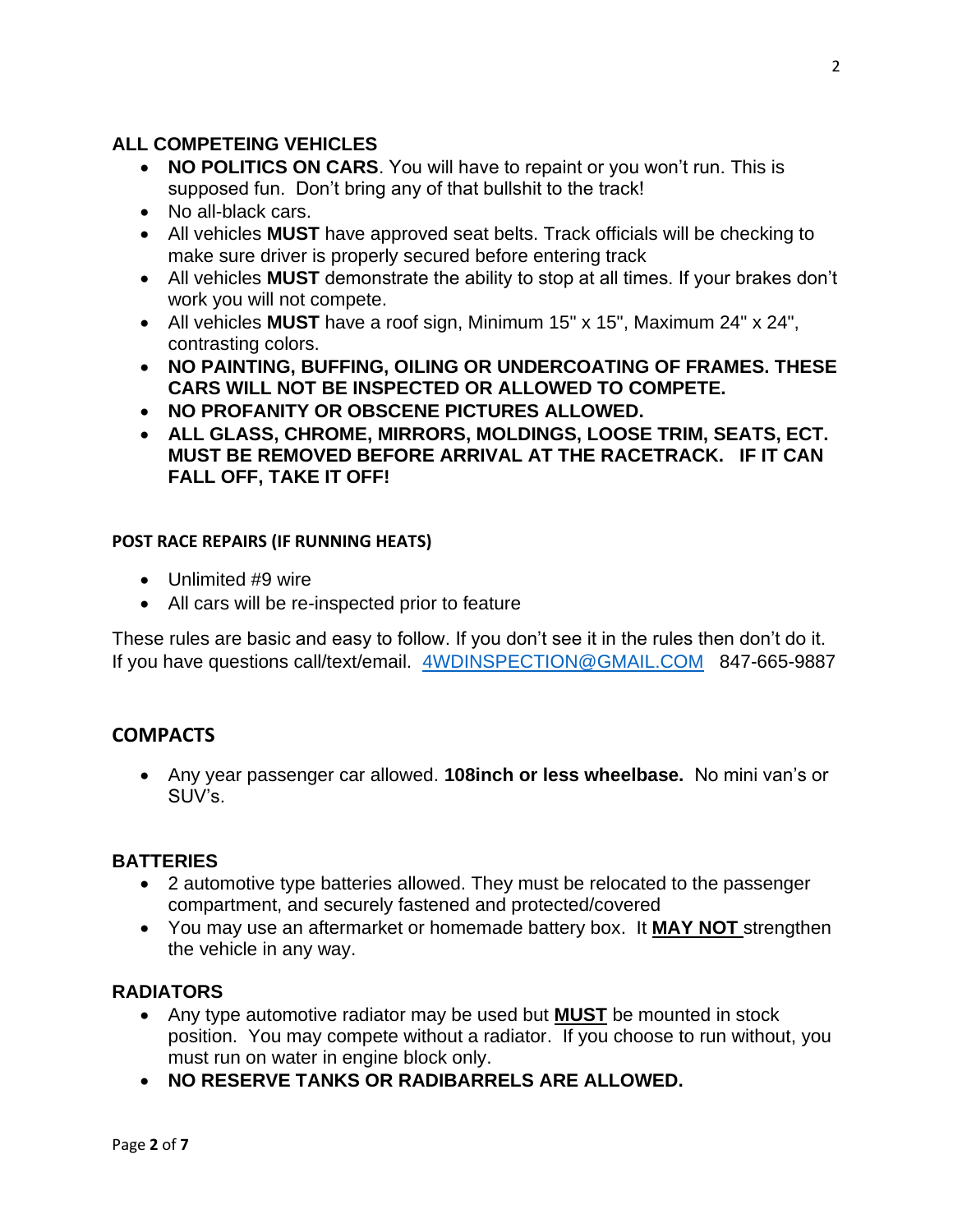## ALL COMPETEING VEHICLES

- **NO POLITICS ON CARS**. You will have to repaint or you won't run. This is supposed fun. Don't bring any of that bullshit to the track!
- No all-black cars.
- All vehicles **MUST** have approved seat belts. Track officials will be checking to make sure driver is properly secured before entering track
- All vehicles **MUST** demonstrate the ability to stop at all times. If your brakes don't work you will not compete.
- All vehicles **MUST** have a roof sign, Minimum 15" x 15", Maximum 24" x 24", contrasting colors.
- **NO PAINTING, BUFFING, OILING OR UNDERCOATING OF FRAMES. THESE CARS WILL NOT BE INSPECTED OR ALLOWED TO COMPETE.**
- **NO PROFANITY OR OBSCENE PICTURES ALLOWED.**
- **ALL GLASS, CHROME, MIRRORS, MOLDINGS, LOOSE TRIM, SEATS, ECT. MUST BE REMOVED BEFORE ARRIVAL AT THE RACETRACK. IF IT CAN FALL OFF, TAKE IT OFF!**

### POST RACE REPAIRS (IF RUNNING HEATS)

- Unlimited #9 wire
- All cars will be re-inspected prior to feature

These rules are basic and easy to follow. If you don't see it in the rules then don't do it. If you have questions call/text/email. 4WDINSPECTION@GMAIL.COM 847-665-9887

## COMPACTS

- Any year passenger car allowed. **108inch or less wheelbase.** No mini van's or SUV's.

## BATTERIES

- 2 automotive type batteries allowed. They must be relocated to the passenger compartment, and securely fastened and protected/covered
- You may use an aftermarket or homemade battery box. It <u>**MAY NOT**</u> strengthen the vehicle in any way.

## RADIATORS

- Any type automotive radiator may be used but <u>**MUST**</u> be mounted in stock position. You may compete without a radiator. If you choose to run without, you must run on water in engine block only.
- **NO RESERVE TANKS OR RADIBARRELS ARE ALLOWED.**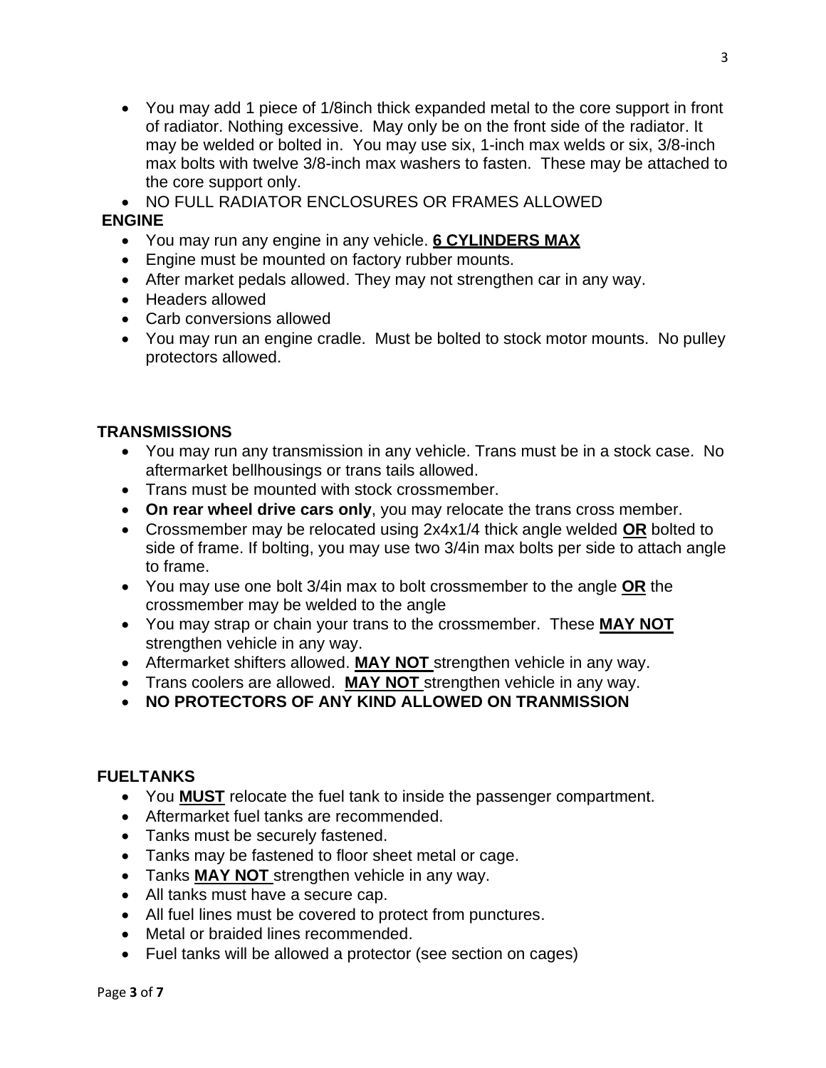- You may add 1 piece of 1/8inch thick expanded metal to the core support in front of radiator. Nothing excessive. May only be on the front side of the radiator. It may be welded or bolted in. You may use six, 1-inch max welds or six, 3/8-inch max bolts with twelve 3/8-inch max washers to fasten. These may be attached to the core support only.
- NO FULL RADIATOR ENCLOSURES OR FRAMES ALLOWED

## ENGINE

- You may run any engine in any vehicle. **6 CYLINDERS MAX**
- Engine must be mounted on factory rubber mounts.
- After market pedals allowed. They may not strengthen car in any way.
- Headers allowed
- Carb conversions allowed
- You may run an engine cradle. Must be bolted to stock motor mounts. No pulley protectors allowed.

## TRANSMISSIONS

- You may run any transmission in any vehicle. Trans must be in a stock case. No aftermarket bellhousings or trans tails allowed.
- Trans must be mounted with stock crossmember.
- **On rear wheel drive cars only**, you may relocate the trans cross member.
- Crossmember may be relocated using 2x4x1/4 thick angle welded **OR** bolted to side of frame. If bolting, you may use two 3/4in max bolts per side to attach angle to frame.
- You may use one bolt 3/4in max to bolt crossmember to the angle **OR** the crossmember may be welded to the angle
- You may strap or chain your trans to the crossmember. These **MAY NOT** strengthen vehicle in any way.
- Aftermarket shifters allowed. **MAY NOT** strengthen vehicle in any way.
- Trans coolers are allowed. **MAY NOT** strengthen vehicle in any way.
- **NO PROTECTORS OF ANY KIND ALLOWED ON TRANMISSION**

## FUELTANKS

- You **MUST** relocate the fuel tank to inside the passenger compartment.
- Aftermarket fuel tanks are recommended.
- Tanks must be securely fastened.
- Tanks may be fastened to floor sheet metal or cage.
- Tanks **MAY NOT** strengthen vehicle in any way.
- All tanks must have a secure cap.
- All fuel lines must be covered to protect from punctures.
- Metal or braided lines recommended.
- Fuel tanks will be allowed a protector (see section on cages)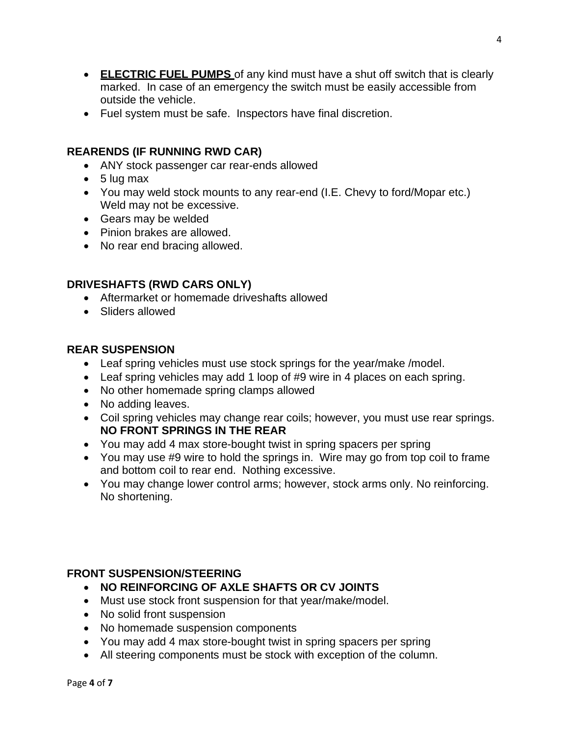- **ELECTRIC FUEL PUMPS** of any kind must have a shut off switch that is clearly marked. In case of an emergency the switch must be easily accessible from outside the vehicle.
- Fuel system must be safe. Inspectors have final discretion.

**REARENDS (IF RUNNING RWD CAR)**

- ANY stock passenger car rear-ends allowed
- 5 lug max
- You may weld stock mounts to any rear-end (I.E. Chevy to ford/Mopar etc.) Weld may not be excessive.
- Gears may be welded
- Pinion brakes are allowed.
- No rear end bracing allowed.

**DRIVESHAFTS (RWD CARS ONLY)**

- Aftermarket or homemade driveshafts allowed
- Sliders allowed

**REAR SUSPENSION**

- Leaf spring vehicles must use stock springs for the year/make /model.
- Leaf spring vehicles may add 1 loop of #9 wire in 4 places on each spring.
- No other homemade spring clamps allowed
- No adding leaves.
- Coil spring vehicles may change rear coils; however, you must use rear springs. **NO FRONT SPRINGS IN THE REAR**
- You may add 4 max store-bought twist in spring spacers per spring
- You may use #9 wire to hold the springs in. Wire may go from top coil to frame and bottom coil to rear end. Nothing excessive.
- You may change lower control arms; however, stock arms only. No reinforcing. No shortening.

**FRONT SUSPENSION/STEERING**

- **NO REINFORCING OF AXLE SHAFTS OR CV JOINTS**
- Must use stock front suspension for that year/make/model.
- No solid front suspension
- No homemade suspension components
- You may add 4 max store-bought twist in spring spacers per spring
- All steering components must be stock with exception of the column.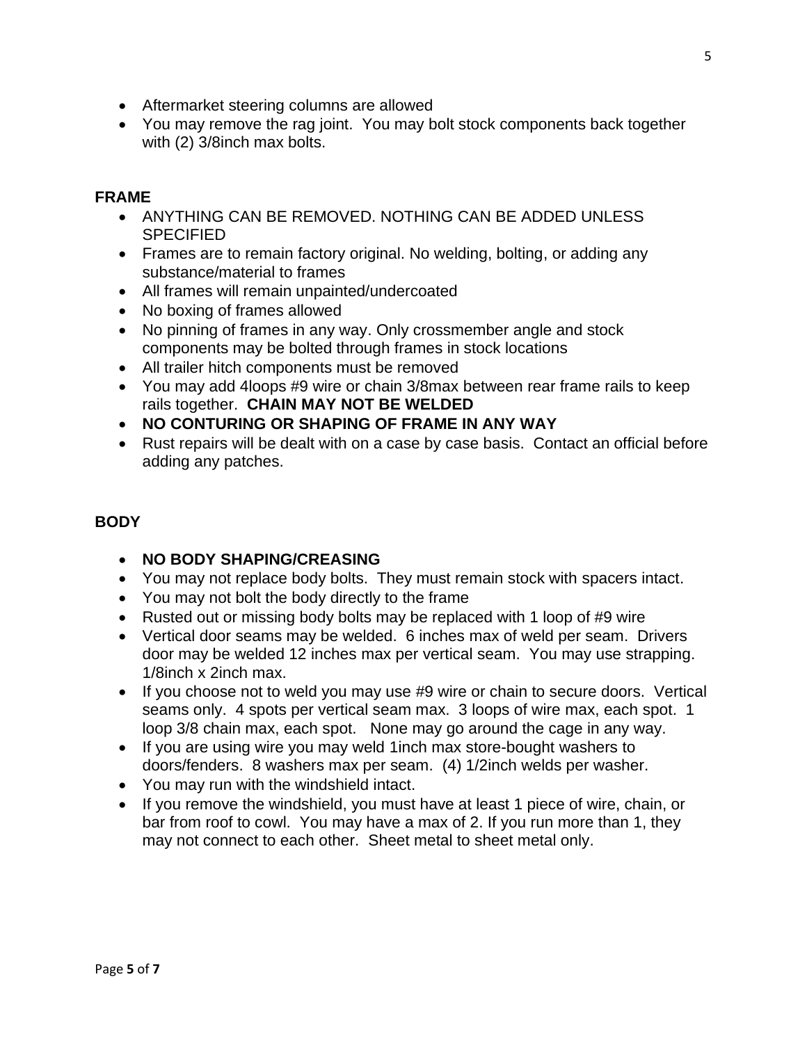- Aftermarket steering columns are allowed
- You may remove the rag joint.  You may bolt stock components back together with (2) 3/8inch max bolts.

## FRAME

- ANYTHING CAN BE REMOVED. NOTHING CAN BE ADDED UNLESS SPECIFIED
- Frames are to remain factory original. No welding, bolting, or adding any substance/material to frames
- All frames will remain unpainted/undercoated
- No boxing of frames allowed
- No pinning of frames in any way. Only crossmember angle and stock components may be bolted through frames in stock locations
- All trailer hitch components must be removed
- You may add 4loops #9 wire or chain 3/8max between rear frame rails to keep rails together.  **CHAIN MAY NOT BE WELDED**
- **NO CONTURING OR SHAPING OF FRAME IN ANY WAY**
- Rust repairs will be dealt with on a case by case basis.  Contact an official before adding any patches.

## BODY

- **NO BODY SHAPING/CREASING**
- You may not replace body bolts.  They must remain stock with spacers intact.
- You may not bolt the body directly to the frame
- Rusted out or missing body bolts may be replaced with 1 loop of #9 wire
- Vertical door seams may be welded.  6 inches max of weld per seam.  Drivers door may be welded 12 inches max per vertical seam.  You may use strapping. 1/8inch x 2inch max.
- If you choose not to weld you may use #9 wire or chain to secure doors.  Vertical seams only.  4 spots per vertical seam max.  3 loops of wire max, each spot.  1 loop 3/8 chain max, each spot.   None may go around the cage in any way.
- If you are using wire you may weld 1inch max store-bought washers to doors/fenders.  8 washers max per seam.  (4) 1/2inch welds per washer.
- You may run with the windshield intact.
- If you remove the windshield, you must have at least 1 piece of wire, chain, or bar from roof to cowl.  You may have a max of 2. If you run more than 1, they may not connect to each other.  Sheet metal to sheet metal only.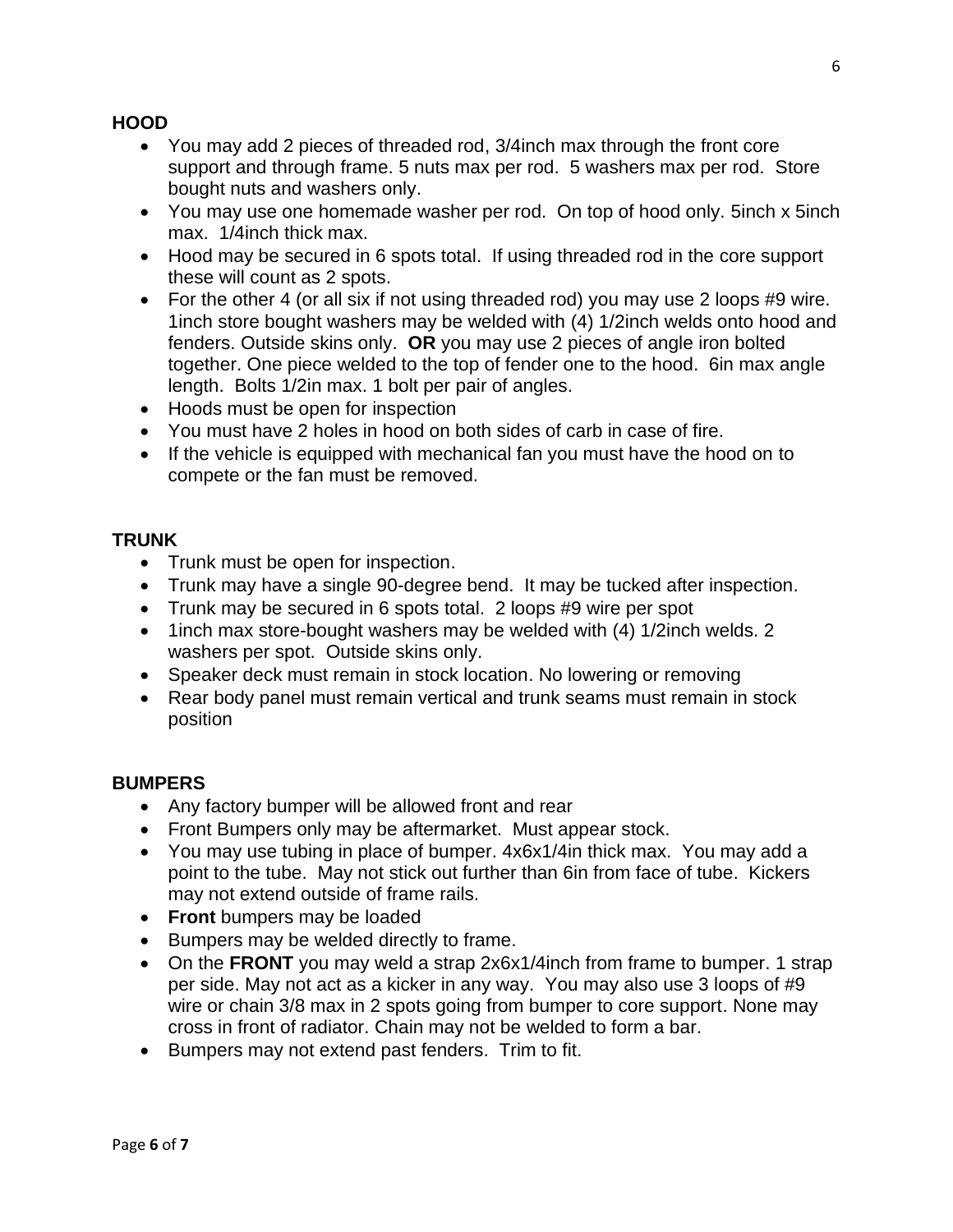## HOOD

- You may add 2 pieces of threaded rod, 3/4inch max through the front core support and through frame. 5 nuts max per rod. 5 washers max per rod. Store bought nuts and washers only.
- You may use one homemade washer per rod. On top of hood only. 5inch x 5inch max. 1/4inch thick max.
- Hood may be secured in 6 spots total. If using threaded rod in the core support these will count as 2 spots.
- For the other 4 (or all six if not using threaded rod) you may use 2 loops #9 wire. 1inch store bought washers may be welded with (4) 1/2inch welds onto hood and fenders. Outside skins only. **OR** you may use 2 pieces of angle iron bolted together. One piece welded to the top of fender one to the hood. 6in max angle length. Bolts 1/2in max. 1 bolt per pair of angles.
- Hoods must be open for inspection
- You must have 2 holes in hood on both sides of carb in case of fire.
- If the vehicle is equipped with mechanical fan you must have the hood on to compete or the fan must be removed.

## TRUNK

- Trunk must be open for inspection.
- Trunk may have a single 90-degree bend. It may be tucked after inspection.
- Trunk may be secured in 6 spots total. 2 loops #9 wire per spot
- 1inch max store-bought washers may be welded with (4) 1/2inch welds. 2 washers per spot. Outside skins only.
- Speaker deck must remain in stock location. No lowering or removing
- Rear body panel must remain vertical and trunk seams must remain in stock position

## BUMPERS

- Any factory bumper will be allowed front and rear
- Front Bumpers only may be aftermarket. Must appear stock.
- You may use tubing in place of bumper. 4x6x1/4in thick max. You may add a point to the tube. May not stick out further than 6in from face of tube. Kickers may not extend outside of frame rails.
- **Front** bumpers may be loaded
- Bumpers may be welded directly to frame.
- On the **FRONT** you may weld a strap 2x6x1/4inch from frame to bumper. 1 strap per side. May not act as a kicker in any way. You may also use 3 loops of #9 wire or chain 3/8 max in 2 spots going from bumper to core support. None may cross in front of radiator. Chain may not be welded to form a bar.
- Bumpers may not extend past fenders. Trim to fit.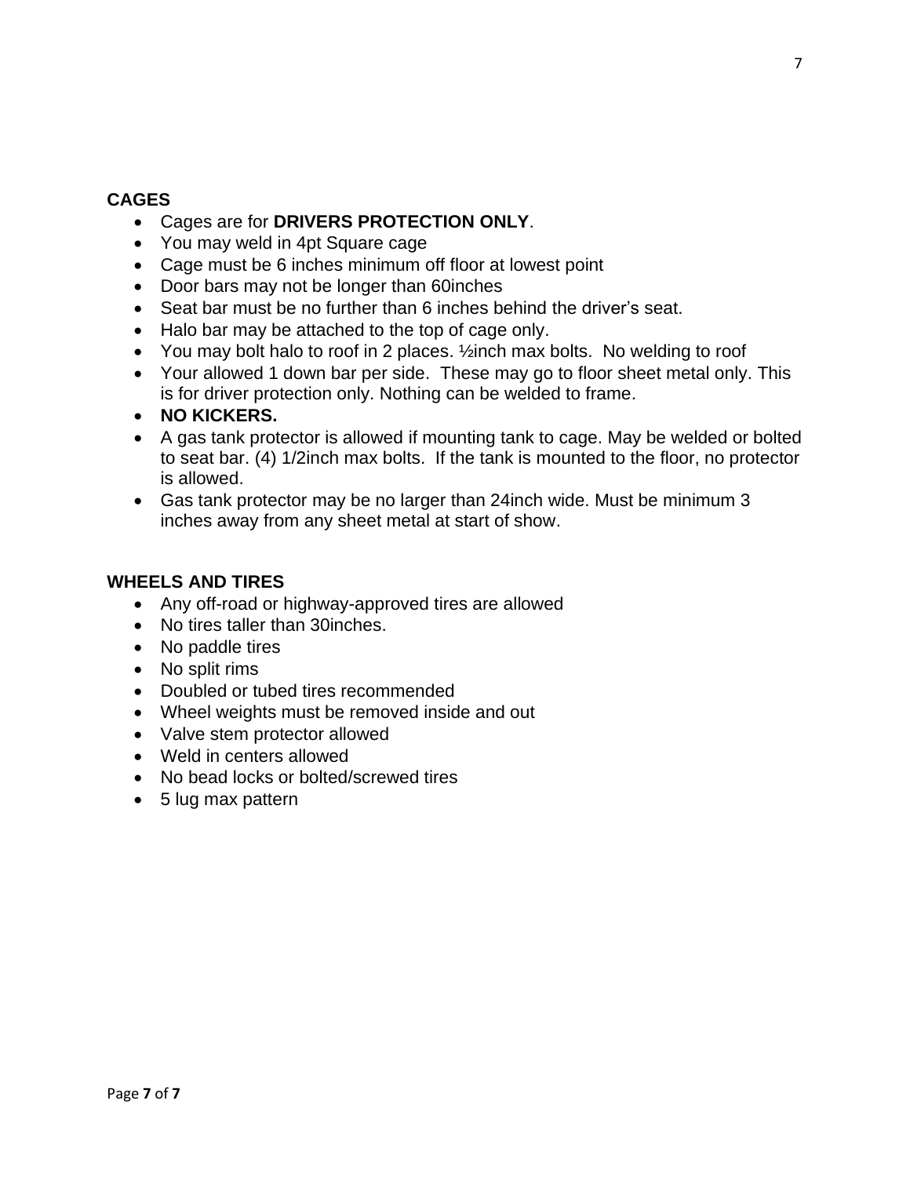**CAGES**

- Cages are for **DRIVERS PROTECTION ONLY**.
- You may weld in 4pt Square cage
- Cage must be 6 inches minimum off floor at lowest point
- Door bars may not be longer than 60inches
- Seat bar must be no further than 6 inches behind the driver's seat.
- Halo bar may be attached to the top of cage only.
- You may bolt halo to roof in 2 places. ½inch max bolts. No welding to roof
- Your allowed 1 down bar per side. These may go to floor sheet metal only. This is for driver protection only. Nothing can be welded to frame.
- **NO KICKERS.**
- A gas tank protector is allowed if mounting tank to cage. May be welded or bolted to seat bar. (4) 1/2inch max bolts. If the tank is mounted to the floor, no protector is allowed.
- Gas tank protector may be no larger than 24inch wide. Must be minimum 3 inches away from any sheet metal at start of show.

**WHEELS AND TIRES**

- Any off-road or highway-approved tires are allowed
- No tires taller than 30inches.
- No paddle tires
- No split rims
- Doubled or tubed tires recommended
- Wheel weights must be removed inside and out
- Valve stem protector allowed
- Weld in centers allowed
- No bead locks or bolted/screwed tires
- 5 lug max pattern